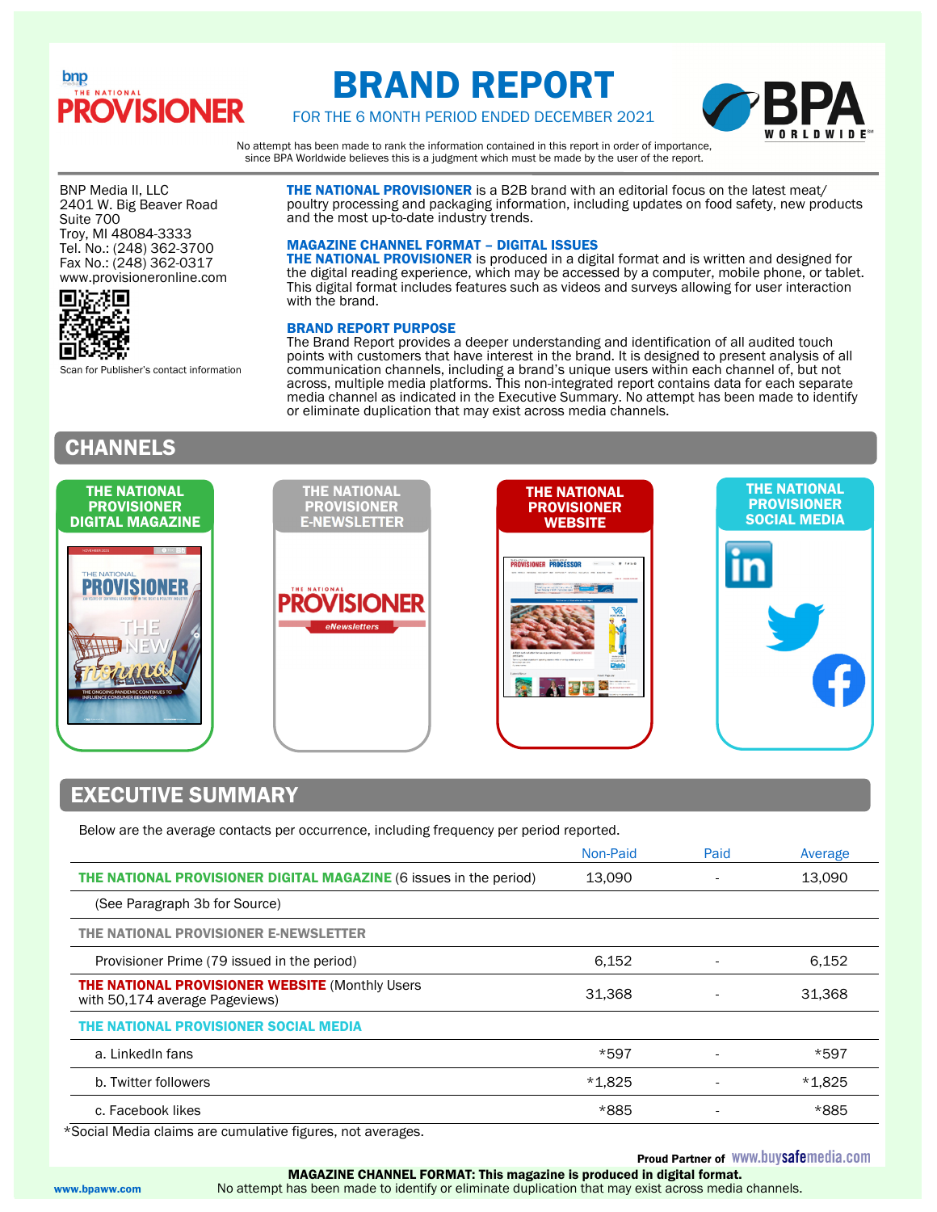# BRAND REPORT

FOR THE 6 MONTH PERIOD ENDED DECEMBER 2021

No attempt has been made to rank the information contained in this report in order of importance, since BPA Worldwide believes this is a judgment which must be made by the user of the report.

BNP Media II, LLC
2401 W. Big Beaver Road
Suite 700
Troy, MI 48084-3333
Tel. No.: (248) 362-3700
Fax No.: (248) 362-0317
www.provisioneronline.com

Scan for Publisher's contact information

**THE NATIONAL PROVISIONER** is a B2B brand with an editorial focus on the latest meat/ poultry processing and packaging information, including updates on food safety, new products and the most up-to-date industry trends.

**MAGAZINE CHANNEL FORMAT – DIGITAL ISSUES**
**THE NATIONAL PROVISIONER** is produced in a digital format and is written and designed for the digital reading experience, which may be accessed by a computer, mobile phone, or tablet. This digital format includes features such as videos and surveys allowing for user interaction with the brand.

**BRAND REPORT PURPOSE**
The Brand Report provides a deeper understanding and identification of all audited touch points with customers that have interest in the brand. It is designed to present analysis of all communication channels, including a brand's unique users within each channel of, but not across, multiple media platforms. This non-integrated report contains data for each separate media channel as indicated in the Executive Summary. No attempt has been made to identify or eliminate duplication that may exist across media channels.

## CHANNELS

- THE NATIONAL PROVISIONER DIGITAL MAGAZINE
- THE NATIONAL PROVISIONER E-NEWSLETTER
- THE NATIONAL PROVISIONER WEBSITE
- THE NATIONAL PROVISIONER SOCIAL MEDIA

## EXECUTIVE SUMMARY

Below are the average contacts per occurrence, including frequency per period reported.

| | Non-Paid | Paid | Average |
|---|---|---|---|
| **THE NATIONAL PROVISIONER DIGITAL MAGAZINE** (6 issues in the period) | 13,090 | - | 13,090 |
| (See Paragraph 3b for Source) | | | |
| **THE NATIONAL PROVISIONER E-NEWSLETTER** | | | |
| Provisioner Prime (79 issued in the period) | 6,152 | - | 6,152 |
| **THE NATIONAL PROVISIONER WEBSITE** (Monthly Users with 50,174 average Pageviews) | 31,368 | - | 31,368 |
| **THE NATIONAL PROVISIONER SOCIAL MEDIA** | | | |
| a. LinkedIn fans | *597 | - | *597 |
| b. Twitter followers | *1,825 | - | *1,825 |
| c. Facebook likes | *885 | - | *885 |

*Social Media claims are cumulative figures, not averages.

Proud Partner of www.buysafemedia.com

**MAGAZINE CHANNEL FORMAT: This magazine is produced in digital format.**
No attempt has been made to identify or eliminate duplication that may exist across media channels.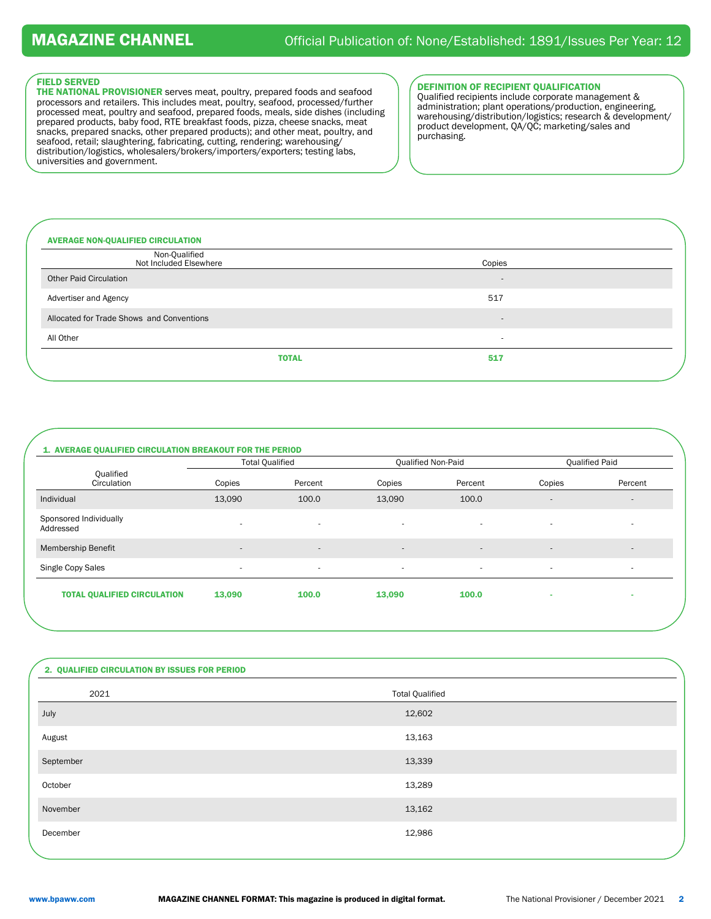# MAGAZINE CHANNEL

Official Publication of: None/Established: 1891/Issues Per Year: 12

### FIELD SERVED

**THE NATIONAL PROVISIONER** serves meat, poultry, prepared foods and seafood processors and retailers. This includes meat, poultry, seafood, processed/further processed meat, poultry and seafood, prepared foods, meals, side dishes (including prepared products, baby food, RTE breakfast foods, pizza, cheese snacks, meat snacks, prepared snacks, other prepared products); and other meat, poultry, and seafood, retail; slaughtering, fabricating, cutting, rendering; warehousing/ distribution/logistics, wholesalers/brokers/importers/exporters; testing labs, universities and government.

### DEFINITION OF RECIPIENT QUALIFICATION

Qualified recipients include corporate management & administration; plant operations/production, engineering, warehousing/distribution/logistics; research & development/ product development, QA/QC; marketing/sales and purchasing.

### AVERAGE NON-QUALIFIED CIRCULATION

| Non-Qualified Not Included Elsewhere | Copies |
|---|---|
| Other Paid Circulation | - |
| Advertiser and Agency | 517 |
| Allocated for Trade Shows and Conventions | - |
| All Other | - |
| **TOTAL** | **517** |

### 1. AVERAGE QUALIFIED CIRCULATION BREAKOUT FOR THE PERIOD

| Qualified Circulation | Total Qualified | | Qualified Non-Paid | | Qualified Paid | |
|---|---|---|---|---|---|---|
| | Copies | Percent | Copies | Percent | Copies | Percent |
| Individual | 13,090 | 100.0 | 13,090 | 100.0 | - | - |
| Sponsored Individually Addressed | - | - | - | - | - | - |
| Membership Benefit | - | - | - | - | - | - |
| Single Copy Sales | - | - | - | - | - | - |
| **TOTAL QUALIFIED CIRCULATION** | **13,090** | **100.0** | **13,090** | **100.0** | **-** | **-** |

### 2. QUALIFIED CIRCULATION BY ISSUES FOR PERIOD

| 2021 | Total Qualified |
|---|---|
| July | 12,602 |
| August | 13,163 |
| September | 13,339 |
| October | 13,289 |
| November | 13,162 |
| December | 12,986 |

www.bpaww.com

**MAGAZINE CHANNEL FORMAT: This magazine is produced in digital format.**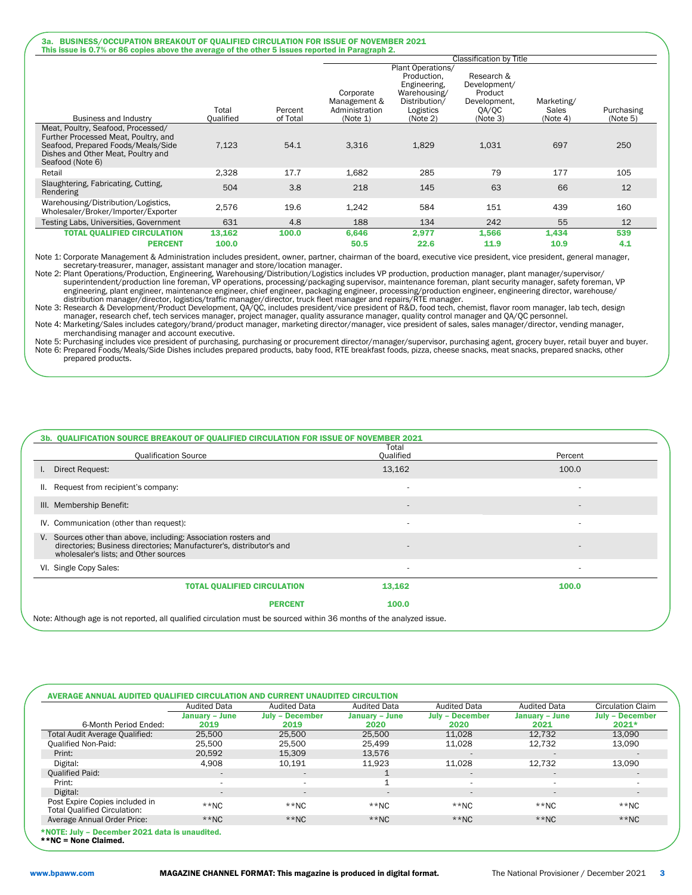## 3a. BUSINESS/OCCUPATION BREAKOUT OF QUALIFIED CIRCULATION FOR ISSUE OF NOVEMBER 2021

**This issue is 0.7% or 86 copies above the average of the other 5 issues reported in Paragraph 2.**

| | | | Classification by Title | | | | |
|---|---|---|---|---|---|---|---|
| Business and Industry | Total Qualified | Percent of Total | Corporate Management & Administration (Note 1) | Plant Operations/ Production, Engineering, Warehousing/ Distribution/ Logistics (Note 2) | Research & Development/ Product Development, QA/QC (Note 3) | Marketing/ Sales (Note 4) | Purchasing (Note 5) |
| Meat, Poultry, Seafood, Processed/ Further Processed Meat, Poultry, and Seafood, Prepared Foods/Meals/Side Dishes and Other Meat, Poultry and Seafood (Note 6) | 7,123 | 54.1 | 3,316 | 1,829 | 1,031 | 697 | 250 |
| Retail | 2,328 | 17.7 | 1,682 | 285 | 79 | 177 | 105 |
| Slaughtering, Fabricating, Cutting, Rendering | 504 | 3.8 | 218 | 145 | 63 | 66 | 12 |
| Warehousing/Distribution/Logistics, Wholesaler/Broker/Importer/Exporter | 2,576 | 19.6 | 1,242 | 584 | 151 | 439 | 160 |
| Testing Labs, Universities, Government | 631 | 4.8 | 188 | 134 | 242 | 55 | 12 |
| **TOTAL QUALIFIED CIRCULATION** | **13,162** | **100.0** | **6,646** | **2,977** | **1,566** | **1,434** | **539** |
| **PERCENT** | **100.0** | | **50.5** | **22.6** | **11.9** | **10.9** | **4.1** |

Note 1: Corporate Management & Administration includes president, owner, partner, chairman of the board, executive vice president, vice president, general manager, secretary-treasurer, manager, assistant manager and store/location manager.

Note 2: Plant Operations/Production, Engineering, Warehousing/Distribution/Logistics includes VP production, production manager, plant manager/supervisor/ superintendent/production line foreman, VP operations, processing/packaging supervisor, maintenance foreman, plant security manager, safety foreman, VP engineering, plant engineer, maintenance engineer, chief engineer, packaging engineer, processing/production engineer, engineering director, warehouse/ distribution manager/director, logistics/traffic manager/director, truck fleet manager and repairs/RTE manager.

Note 3: Research & Development/Product Development, QA/QC, includes president/vice president of R&D, food tech, chemist, flavor room manager, lab tech, design manager, research chef, tech services manager, project manager, quality assurance manager, quality control manager and QA/QC personnel.

Note 4: Marketing/Sales includes category/brand/product manager, marketing director/manager, vice president of sales, sales manager/director, vending manager, merchandising manager and account executive.

Note 5: Purchasing includes vice president of purchasing, purchasing or procurement director/manager/supervisor, purchasing agent, grocery buyer, retail buyer and buyer.

Note 6: Prepared Foods/Meals/Side Dishes includes prepared products, baby food, RTE breakfast foods, pizza, cheese snacks, meat snacks, prepared snacks, other prepared products.

## 3b. QUALIFICATION SOURCE BREAKOUT OF QUALIFIED CIRCULATION FOR ISSUE OF NOVEMBER 2021

| Qualification Source | Total Qualified | Percent |
|---|---|---|
| I. Direct Request: | 13,162 | 100.0 |
| II. Request from recipient's company: | - | - |
| III. Membership Benefit: | - | - |
| IV. Communication (other than request): | - | - |
| V. Sources other than above, including: Association rosters and directories; Business directories; Manufacturer's, distributor's and wholesaler's lists; and Other sources | - | - |
| VI. Single Copy Sales: | - | - |
| **TOTAL QUALIFIED CIRCULATION** | **13,162** | **100.0** |
| **PERCENT** | **100.0** | |

Note: Although age is not reported, all qualified circulation must be sourced within 36 months of the analyzed issue.

## AVERAGE ANNUAL AUDITED QUALIFIED CIRCULATION AND CURRENT UNAUDITED CIRCULTION

| | Audited Data | Audited Data | Audited Data | Audited Data | Audited Data | Circulation Claim |
|---|---|---|---|---|---|---|
| 6-Month Period Ended: | **January – June 2019** | **July – December 2019** | **January – June 2020** | **July – December 2020** | **January – June 2021** | **July – December 2021*** |
| Total Audit Average Qualified: | 25,500 | 25,500 | 25,500 | 11,028 | 12,732 | 13,090 |
| Qualified Non-Paid: | 25,500 | 25,500 | 25,499 | 11,028 | 12,732 | 13,090 |
| Print: | 20,592 | 15,309 | 13,576 | - | - | - |
| Digital: | 4,908 | 10,191 | 11,923 | 11,028 | 12,732 | 13,090 |
| Qualified Paid: | - | - | 1 | - | - | - |
| Print: | - | - | 1 | - | - | - |
| Digital: | - | - | - | - | - | - |
| Post Expire Copies included in Total Qualified Circulation: | **NC | **NC | **NC | **NC | **NC | **NC |
| Average Annual Order Price: | **NC | **NC | **NC | **NC | **NC | **NC |

***NOTE: July – December 2021 data is unaudited.**

****NC = None Claimed.**

www.bpaww.com

**MAGAZINE CHANNEL FORMAT: This magazine is produced in digital format.**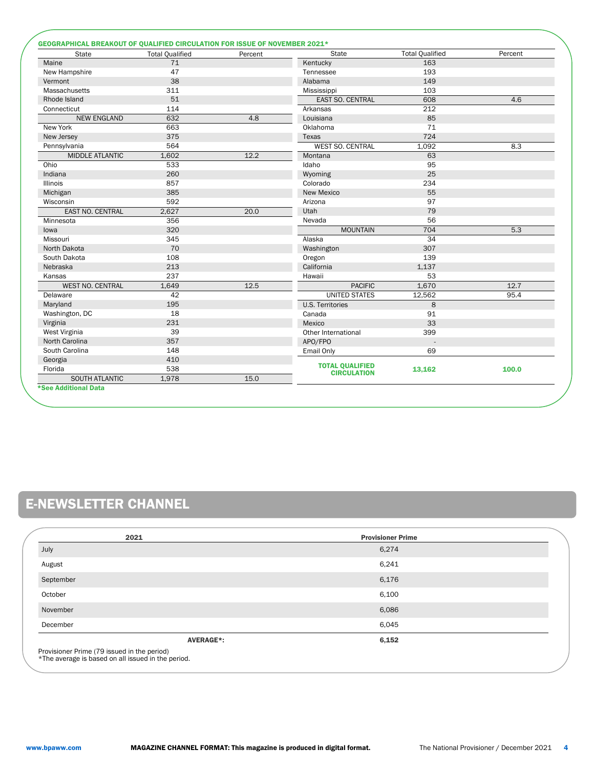## GEOGRAPHICAL BREAKOUT OF QUALIFIED CIRCULATION FOR ISSUE OF NOVEMBER 2021*

| State | Total Qualified | Percent |
|---|---|---|
| Maine | 71 | |
| New Hampshire | 47 | |
| Vermont | 38 | |
| Massachusetts | 311 | |
| Rhode Island | 51 | |
| Connecticut | 114 | |
| NEW ENGLAND | 632 | 4.8 |
| New York | 663 | |
| New Jersey | 375 | |
| Pennsylvania | 564 | |
| MIDDLE ATLANTIC | 1,602 | 12.2 |
| Ohio | 533 | |
| Indiana | 260 | |
| Illinois | 857 | |
| Michigan | 385 | |
| Wisconsin | 592 | |
| EAST NO. CENTRAL | 2,627 | 20.0 |
| Minnesota | 356 | |
| Iowa | 320 | |
| Missouri | 345 | |
| North Dakota | 70 | |
| South Dakota | 108 | |
| Nebraska | 213 | |
| Kansas | 237 | |
| WEST NO. CENTRAL | 1,649 | 12.5 |
| Delaware | 42 | |
| Maryland | 195 | |
| Washington, DC | 18 | |
| Virginia | 231 | |
| West Virginia | 39 | |
| North Carolina | 357 | |
| South Carolina | 148 | |
| Georgia | 410 | |
| Florida | 538 | |
| SOUTH ATLANTIC | 1,978 | 15.0 |
| Kentucky | 163 | |
| Tennessee | 193 | |
| Alabama | 149 | |
| Mississippi | 103 | |
| EAST SO. CENTRAL | 608 | 4.6 |
| Arkansas | 212 | |
| Louisiana | 85 | |
| Oklahoma | 71 | |
| Texas | 724 | |
| WEST SO. CENTRAL | 1,092 | 8.3 |
| Montana | 63 | |
| Idaho | 95 | |
| Wyoming | 25 | |
| Colorado | 234 | |
| New Mexico | 55 | |
| Arizona | 97 | |
| Utah | 79 | |
| Nevada | 56 | |
| MOUNTAIN | 704 | 5.3 |
| Alaska | 34 | |
| Washington | 307 | |
| Oregon | 139 | |
| California | 1,137 | |
| Hawaii | 53 | |
| PACIFIC | 1,670 | 12.7 |
| UNITED STATES | 12,562 | 95.4 |
| U.S. Territories | 8 | |
| Canada | 91 | |
| Mexico | 33 | |
| Other International | 399 | |
| APO/FPO | - | |
| Email Only | 69 | |
| **TOTAL QUALIFIED CIRCULATION** | **13,162** | **100.0** |

*See Additional Data

# E-NEWSLETTER CHANNEL

| 2021 | Provisioner Prime |
|---|---|
| July | 6,274 |
| August | 6,241 |
| September | 6,176 |
| October | 6,100 |
| November | 6,086 |
| December | 6,045 |
| **AVERAGE*:** | **6,152** |

Provisioner Prime (79 issued in the period)
*The average is based on all issued in the period.

www.bpaww.com **MAGAZINE CHANNEL FORMAT: This magazine is produced in digital format.** The National Provisioner / December 2021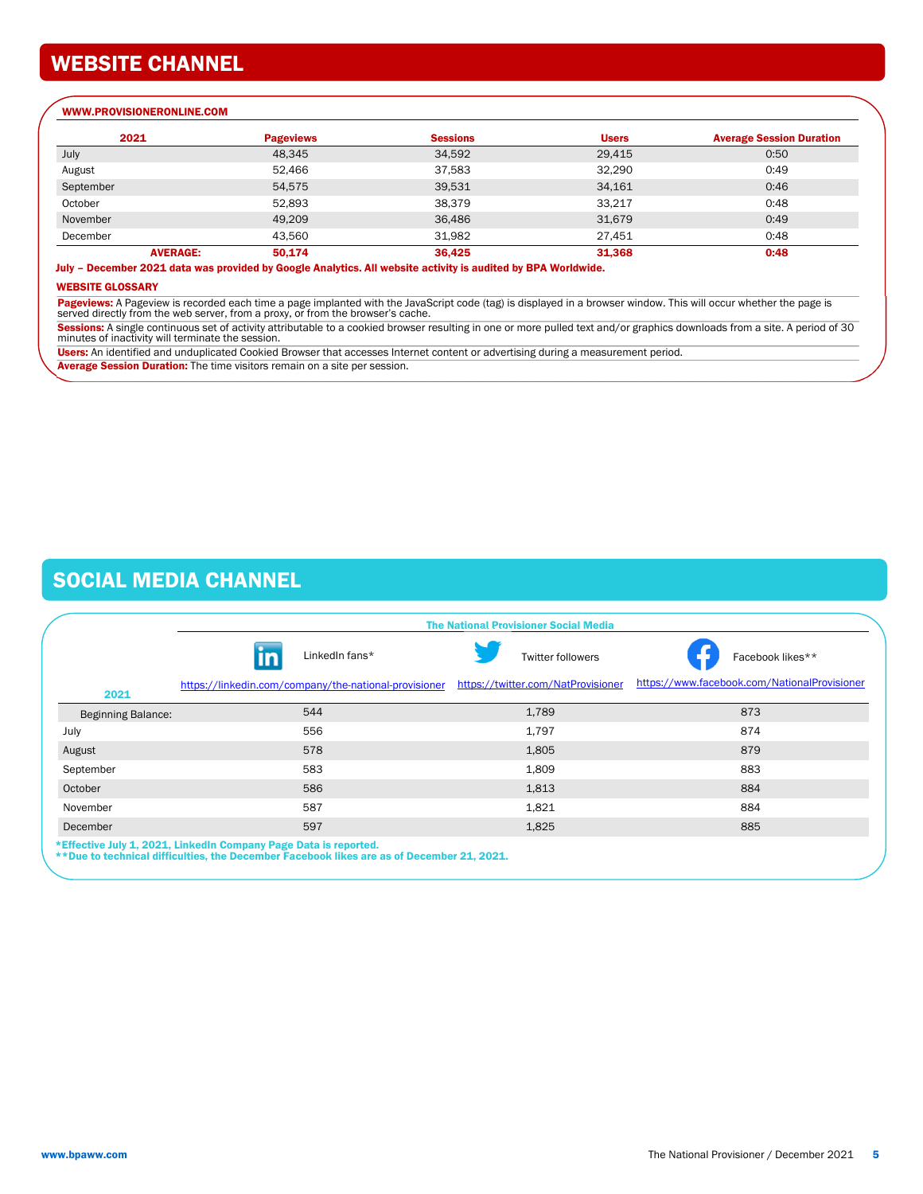# WEBSITE CHANNEL

**WWW.PROVISIONERONLINE.COM**

| 2021 | Pageviews | Sessions | Users | Average Session Duration |
|---|---|---|---|---|
| July | 48,345 | 34,592 | 29,415 | 0:50 |
| August | 52,466 | 37,583 | 32,290 | 0:49 |
| September | 54,575 | 39,531 | 34,161 | 0:46 |
| October | 52,893 | 38,379 | 33,217 | 0:48 |
| November | 49,209 | 36,486 | 31,679 | 0:49 |
| December | 43,560 | 31,982 | 27,451 | 0:48 |
| **AVERAGE:** | **50,174** | **36,425** | **31,368** | **0:48** |

**July – December 2021 data was provided by Google Analytics. All website activity is audited by BPA Worldwide.**

**WEBSITE GLOSSARY**

**Pageviews:** A Pageview is recorded each time a page implanted with the JavaScript code (tag) is displayed in a browser window. This will occur whether the page is served directly from the web server, from a proxy, or from the browser's cache.

**Sessions:** A single continuous set of activity attributable to a cookied browser resulting in one or more pulled text and/or graphics downloads from a site. A period of 30 minutes of inactivity will terminate the session.

**Users:** An identified and unduplicated Cookied Browser that accesses Internet content or advertising during a measurement period.

**Average Session Duration:** The time visitors remain on a site per session.

# SOCIAL MEDIA CHANNEL

**The National Provisioner Social Media**

| 2021 | LinkedIn fans* https://linkedin.com/company/the-national-provisioner | Twitter followers https://twitter.com/NatProvisioner | Facebook likes** https://www.facebook.com/NationalProvisioner |
|---|---|---|---|
| Beginning Balance: | 544 | 1,789 | 873 |
| July | 556 | 1,797 | 874 |
| August | 578 | 1,805 | 879 |
| September | 583 | 1,809 | 883 |
| October | 586 | 1,813 | 884 |
| November | 587 | 1,821 | 884 |
| December | 597 | 1,825 | 885 |

**\*Effective July 1, 2021, LinkedIn Company Page Data is reported.**
**\*\*Due to technical difficulties, the December Facebook likes are as of December 21, 2021.**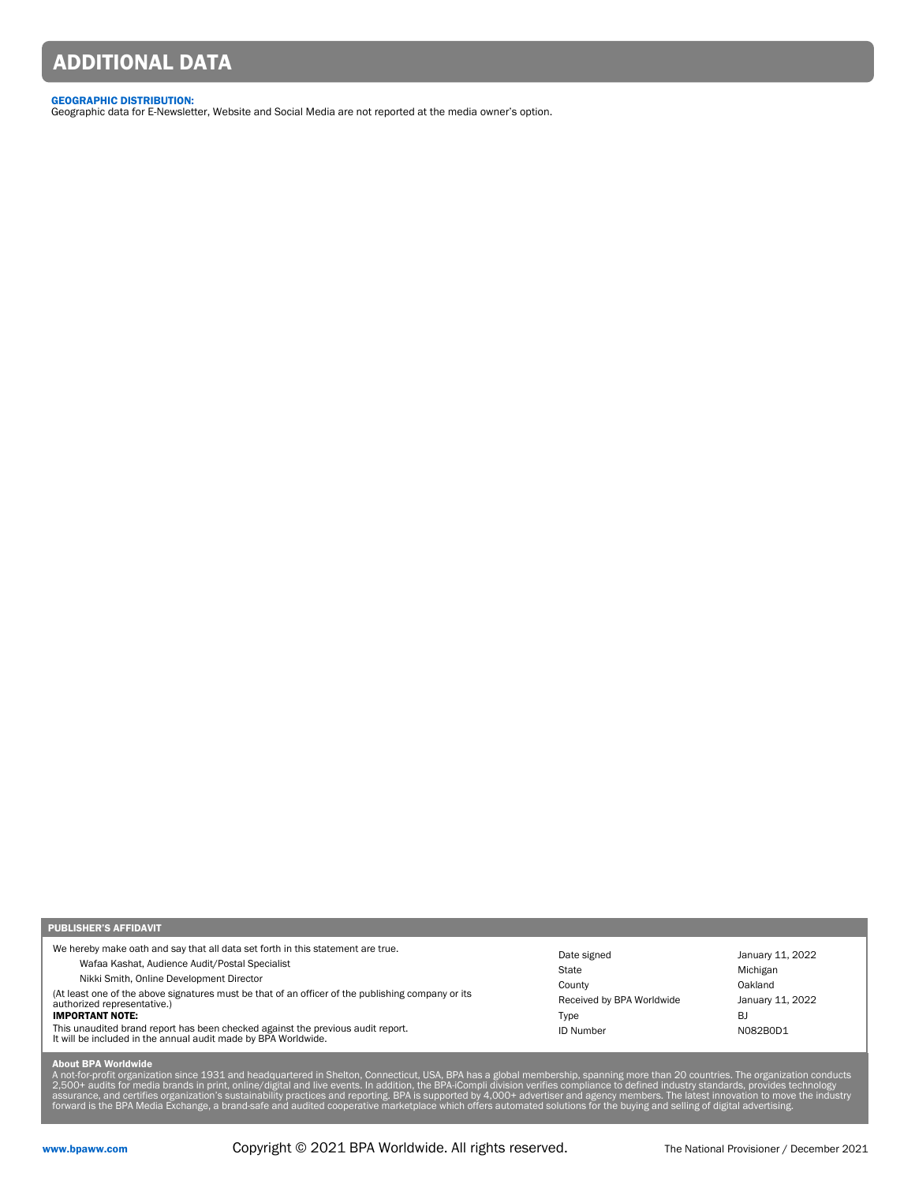# ADDITIONAL DATA

**GEOGRAPHIC DISTRIBUTION:**
Geographic data for E-Newsletter, Website and Social Media are not reported at the media owner's option.

## PUBLISHER'S AFFIDAVIT

We hereby make oath and say that all data set forth in this statement are true.

Wafaa Kashat, Audience Audit/Postal Specialist

Nikki Smith, Online Development Director

(At least one of the above signatures must be that of an officer of the publishing company or its authorized representative.)

**IMPORTANT NOTE:**
This unaudited brand report has been checked against the previous audit report.
It will be included in the annual audit made by BPA Worldwide.

| | |
|---|---|
| Date signed | January 11, 2022 |
| State | Michigan |
| County | Oakland |
| Received by BPA Worldwide | January 11, 2022 |
| Type | BJ |
| ID Number | N082B0D1 |

**About BPA Worldwide**
A not-for-profit organization since 1931 and headquartered in Shelton, Connecticut, USA, BPA has a global membership, spanning more than 20 countries. The organization conducts 2,500+ audits for media brands in print, online/digital and live events. In addition, the BPA-iCompli division verifies compliance to defined industry standards, provides technology assurance, and certifies organization's sustainability practices and reporting. BPA is supported by 4,000+ advertiser and agency members. The latest innovation to move the industry forward is the BPA Media Exchange, a brand-safe and audited cooperative marketplace which offers automated solutions for the buying and selling of digital advertising.

www.bpaww.com

Copyright © 2021 BPA Worldwide. All rights reserved.